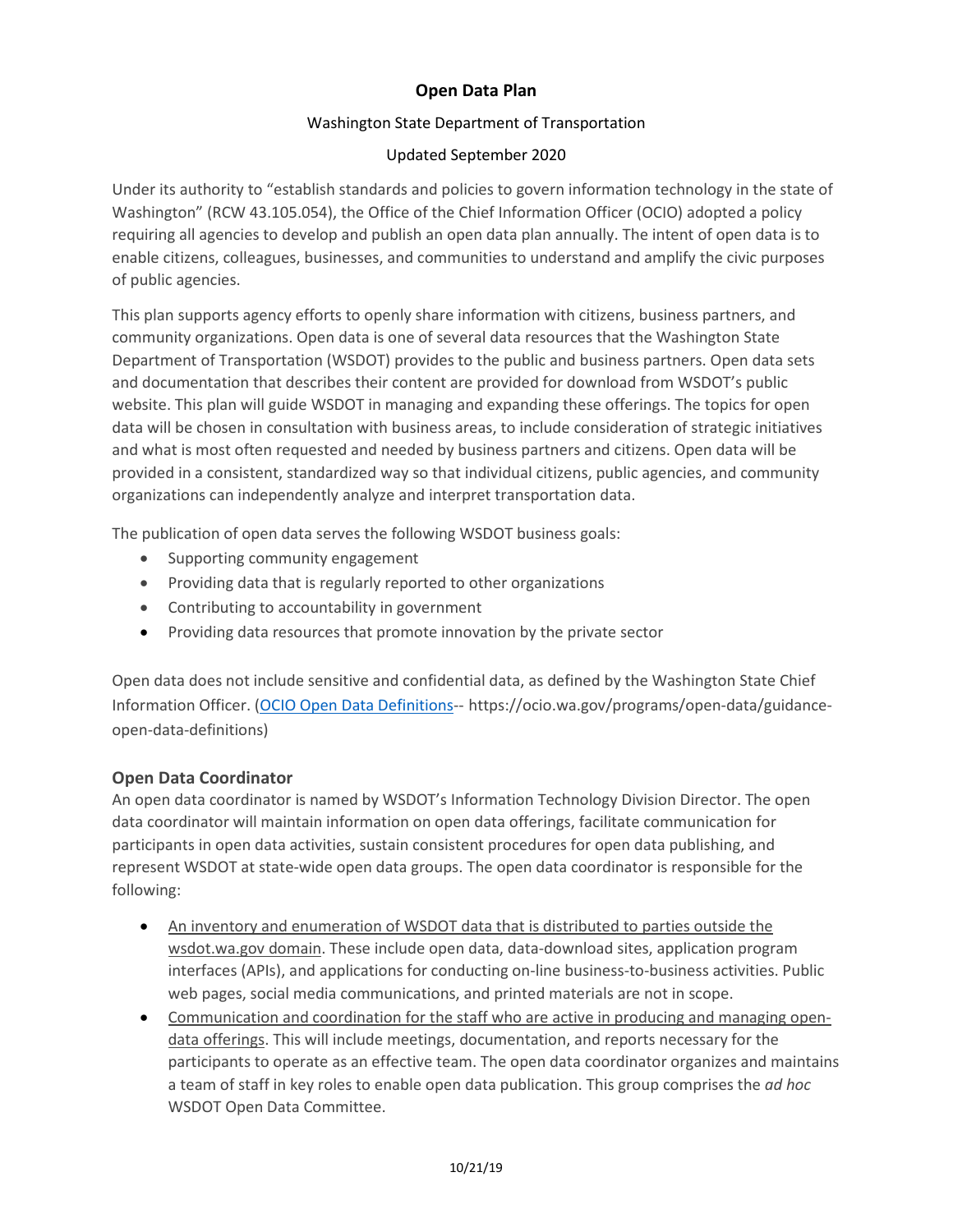# Open Data Plan

Washington State Department of Transportation

Updated September 2020

Under its authority to "establish standards and policies to govern information technology in the state of Washington" (RCW 43.105.054), the Office of the Chief Information Officer (OCIO) adopted a policy requiring all agencies to develop and publish an open data plan annually. The intent of open data is to enable citizens, colleagues, businesses, and communities to understand and amplify the civic purposes of public agencies.

This plan supports agency efforts to openly share information with citizens, business partners, and community organizations. Open data is one of several data resources that the Washington State Department of Transportation (WSDOT) provides to the public and business partners. Open data sets and documentation that describes their content are provided for download from WSDOT's public website. This plan will guide WSDOT in managing and expanding these offerings. The topics for open data will be chosen in consultation with business areas, to include consideration of strategic initiatives and what is most often requested and needed by business partners and citizens. Open data will be provided in a consistent, standardized way so that individual citizens, public agencies, and community organizations can independently analyze and interpret transportation data.

The publication of open data serves the following WSDOT business goals:

- Supporting community engagement
- Providing data that is regularly reported to other organizations
- Contributing to accountability in government
- Providing data resources that promote innovation by the private sector

Open data does not include sensitive and confidential data, as defined by the Washington State Chief Information Officer. ([OCIO Open Data Definitions](https://ocio.wa.gov/programs/open-data/guidance-open-data-definitions)-- https://ocio.wa.gov/programs/open-data/guidance-open-data-definitions)

## Open Data Coordinator

An open data coordinator is named by WSDOT's Information Technology Division Director. The open data coordinator will maintain information on open data offerings, facilitate communication for participants in open data activities, sustain consistent procedures for open data publishing, and represent WSDOT at state-wide open data groups. The open data coordinator is responsible for the following:

- An inventory and enumeration of WSDOT data that is distributed to parties outside the wsdot.wa.gov domain. These include open data, data-download sites, application program interfaces (APIs), and applications for conducting on-line business-to-business activities. Public web pages, social media communications, and printed materials are not in scope.
- Communication and coordination for the staff who are active in producing and managing open-data offerings. This will include meetings, documentation, and reports necessary for the participants to operate as an effective team. The open data coordinator organizes and maintains a team of staff in key roles to enable open data publication. This group comprises the *ad hoc* WSDOT Open Data Committee.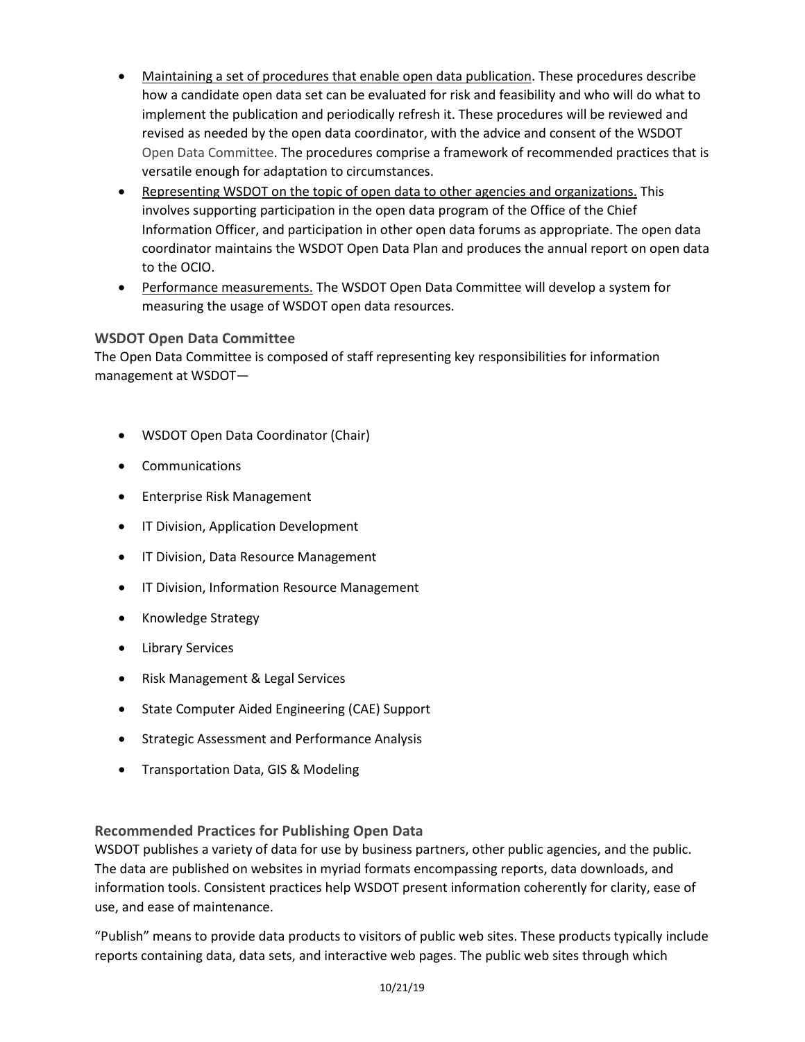- Maintaining a set of procedures that enable open data publication. These procedures describe how a candidate open data set can be evaluated for risk and feasibility and who will do what to implement the publication and periodically refresh it. These procedures will be reviewed and revised as needed by the open data coordinator, with the advice and consent of the WSDOT Open Data Committee. The procedures comprise a framework of recommended practices that is versatile enough for adaptation to circumstances.
- Representing WSDOT on the topic of open data to other agencies and organizations. This involves supporting participation in the open data program of the Office of the Chief Information Officer, and participation in other open data forums as appropriate. The open data coordinator maintains the WSDOT Open Data Plan and produces the annual report on open data to the OCIO.
- Performance measurements. The WSDOT Open Data Committee will develop a system for measuring the usage of WSDOT open data resources.

### WSDOT Open Data Committee

The Open Data Committee is composed of staff representing key responsibilities for information management at WSDOT—

- WSDOT Open Data Coordinator (Chair)
- Communications
- Enterprise Risk Management
- IT Division, Application Development
- IT Division, Data Resource Management
- IT Division, Information Resource Management
- Knowledge Strategy
- Library Services
- Risk Management & Legal Services
- State Computer Aided Engineering (CAE) Support
- Strategic Assessment and Performance Analysis
- Transportation Data, GIS & Modeling

### Recommended Practices for Publishing Open Data

WSDOT publishes a variety of data for use by business partners, other public agencies, and the public. The data are published on websites in myriad formats encompassing reports, data downloads, and information tools. Consistent practices help WSDOT present information coherently for clarity, ease of use, and ease of maintenance.

"Publish" means to provide data products to visitors of public web sites. These products typically include reports containing data, data sets, and interactive web pages. The public web sites through which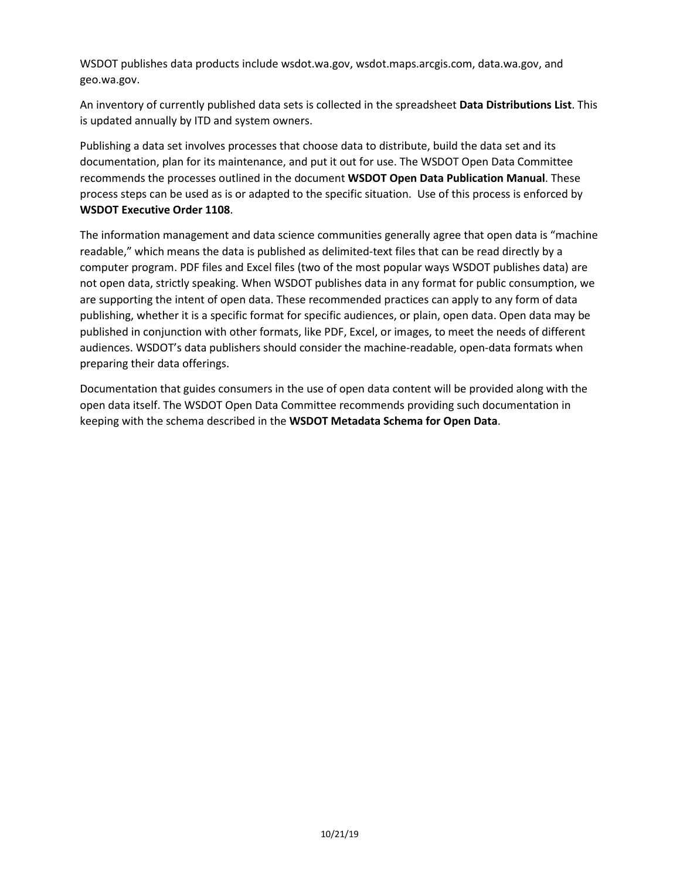WSDOT publishes data products include wsdot.wa.gov, wsdot.maps.arcgis.com, data.wa.gov, and geo.wa.gov.

An inventory of currently published data sets is collected in the spreadsheet **Data Distributions List**. This is updated annually by ITD and system owners.

Publishing a data set involves processes that choose data to distribute, build the data set and its documentation, plan for its maintenance, and put it out for use. The WSDOT Open Data Committee recommends the processes outlined in the document **WSDOT Open Data Publication Manual**. These process steps can be used as is or adapted to the specific situation. Use of this process is enforced by **WSDOT Executive Order 1108**.

The information management and data science communities generally agree that open data is "machine readable," which means the data is published as delimited-text files that can be read directly by a computer program. PDF files and Excel files (two of the most popular ways WSDOT publishes data) are not open data, strictly speaking. When WSDOT publishes data in any format for public consumption, we are supporting the intent of open data. These recommended practices can apply to any form of data publishing, whether it is a specific format for specific audiences, or plain, open data. Open data may be published in conjunction with other formats, like PDF, Excel, or images, to meet the needs of different audiences. WSDOT's data publishers should consider the machine-readable, open-data formats when preparing their data offerings.

Documentation that guides consumers in the use of open data content will be provided along with the open data itself. The WSDOT Open Data Committee recommends providing such documentation in keeping with the schema described in the **WSDOT Metadata Schema for Open Data**.